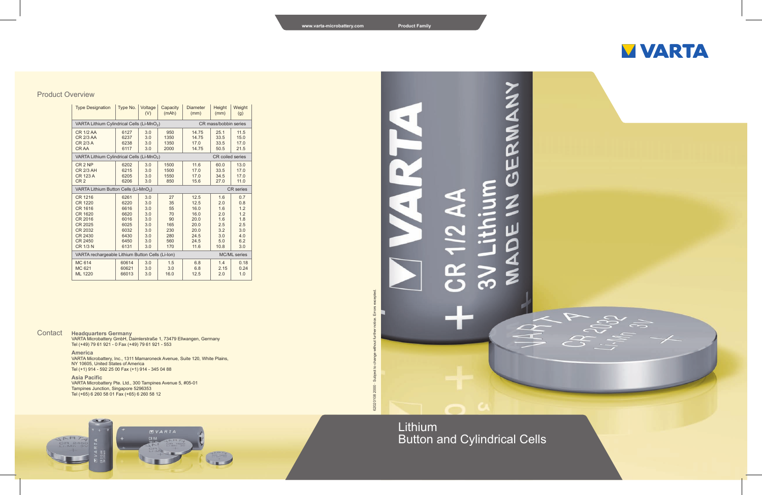www.varta-microbattery.com Product Family

VARTA

## Product Overview

| Type Designation | Type No. | Voltage (V) | Capacity (mAh) | Diameter (mm) | Height (mm) | Weight (g) |
|---|---|---|---|---|---|---|
| VARTA Lithium Cylindrical Cells ($Li-MnO_2$) | | | | CR mass/bobbin series | | |
| CR 1/2 AA | 6127 | 3.0 | 950 | 14.75 | 25.1 | 11.5 |
| CR 2/3 AA | 6237 | 3.0 | 1350 | 14.75 | 33.5 | 15.0 |
| CR 2/3 A | 6238 | 3.0 | 1350 | 17.0 | 33.5 | 17.0 |
| CR AA | 6117 | 3.0 | 2000 | 14.75 | 50.5 | 21.5 |
| VARTA Lithium Cylindrical Cells ($Li-MnO_2$) | | | | CR coiled series | | |
| CR 2 NP | 6202 | 3.0 | 1500 | 11.6 | 60.0 | 13.0 |
| CR 2/3 AH | 6215 | 3.0 | 1500 | 17.0 | 33.5 | 17.0 |
| CR 123 A | 6205 | 3.0 | 1550 | 17.0 | 34.5 | 17.0 |
| CR 2 | 6206 | 3.0 | 850 | 15.6 | 27.0 | 11.0 |
| VARTA Lithium Button Cells ($Li-MnO_2$) | | | | CR series | | |
| CR 1216 | 6261 | 3.0 | 27 | 12.5 | 1.6 | 0.7 |
| CR 1220 | 6220 | 3.0 | 35 | 12.5 | 2.0 | 0.8 |
| CR 1616 | 6616 | 3.0 | 55 | 16.0 | 1.6 | 1.2 |
| CR 1620 | 6620 | 3.0 | 70 | 16.0 | 2.0 | 1.2 |
| CR 2016 | 6016 | 3.0 | 90 | 20.0 | 1.6 | 1.8 |
| CR 2025 | 6025 | 3.0 | 165 | 20.0 | 2.5 | 2.5 |
| CR 2032 | 6032 | 3.0 | 230 | 20.0 | 3.2 | 3.0 |
| CR 2430 | 6430 | 3.0 | 280 | 24.5 | 3.0 | 4.0 |
| CR 2450 | 6450 | 3.0 | 560 | 24.5 | 5.0 | 6.2 |
| CR 1/3 N | 6131 | 3.0 | 170 | 11.6 | 10.8 | 3.0 |
| VARTA rechargeable Lithium Button Cells (Li-Ion) | | | | MC/ML series | | |
| MC 614 | 60614 | 3.0 | 1.5 | 6.8 | 1.4 | 0.18 |
| MC 621 | 60621 | 3.0 | 3.0 | 6.8 | 2.15 | 0.24 |
| ML 1220 | 66013 | 3.0 | 16.0 | 12.5 | 2.0 | 1.0 |

## Contact

**Headquarters Germany**
VARTA Microbattery GmbH, Daimlerstraße 1, 73479 Ellwangen, Germany
Tel (+49) 79 61 921 - 0 Fax (+49) 79 61 921 - 553

**America**
VARTA Microbattery, Inc., 1311 Mamaroneck Avenue, Suite 120, White Plains, NY 10605, United States of America
Tel (+1) 914 - 592 25 00 Fax (+1) 914 - 345 04 88

**Asia Pacific**
VARTA Microbattery Pte. Ltd., 300 Tampines Avenue 5, #05-01
Tampines Junction, Singapore 529653
Tel (+65) 6 260 58 01 Fax (+65) 6 260 58 12

62020108 2000 · Subject to change without further notice. Errors excepted.

# Lithium Button and Cylindrical Cells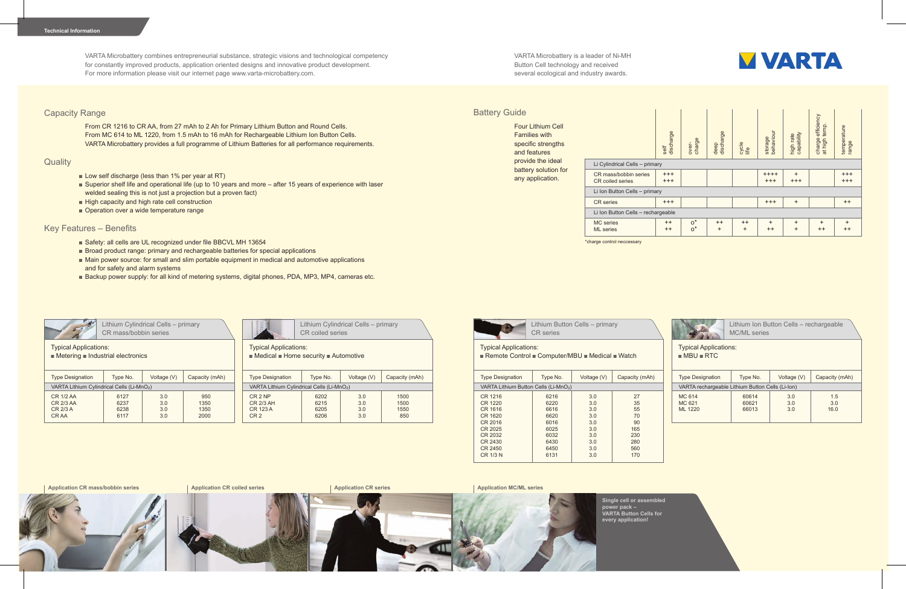Technical Information

VARTA Microbattery combines entrepreneurial substance, strategic visions and technological competency for constantly improved products, application oriented designs and innovative product development. For more information please visit our internet page www.varta-microbattery.com.

VARTA Microbattery is a leader of Ni-MH Button Cell technology and received several ecological and industry awards.

VARTA

## Capacity Range

From CR 1216 to CR AA, from 27 mAh to 2 Ah for Primary Lithium Button and Round Cells.
From MC 614 to ML 1220, from 1.5 mAh to 16 mAh for Rechargeable Lithium Ion Button Cells.
VARTA Microbattery provides a full programme of Lithium Batteries for all performance requirements.

## Quality

- Low self discharge (less than 1% per year at RT)
- Superior shelf life and operational life (up to 10 years and more – after 15 years of experience with laser welded sealing this is not just a projection but a proven fact)
- High capacity and high rate cell construction
- Operation over a wide temperature range

## Key Features – Benefits

- Safety: all cells are UL recognized under file BBCVL MH 13654
- Broad product range: primary and rechargeable batteries for special applications
- Main power source: for small and slim portable equipment in medical and automotive applications and for safety and alarm systems
- Backup power supply: for all kind of metering systems, digital phones, PDA, MP3, MP4, cameras etc.

## Battery Guide

Four Lithium Cell Families with specific strengths and features provide the ideal battery solution for any application.

| | self discharge | over-charge | deep discharge | cycle life | storage behaviour | high rate capability | charge efficiency at high temp. | temperature range |
|---|---|---|---|---|---|---|---|---|
| **Li Cylindrical Cells – primary** | | | | | | | | |
| CR mass/bobbin series | +++ | | | | ++++ | + | | +++ |
| CR coiled series | +++ | | | | +++ | +++ | | +++ |
| **Li Ion Button Cells – primary** | | | | | | | | |
| CR series | +++ | | | | +++ | + | | ++ |
| **Li Ion Button Cells – rechargeable** | | | | | | | | |
| MC series | ++ | o* | ++ | ++ | + | + | + | + |
| ML series | ++ | o* | + | + | ++ | + | ++ | ++ |

*charge control neccessary

### Lithium Cylindrical Cells – primary
CR mass/bobbin series

Typical Applications:
- Metering ■ Industrial electronics

| Type Designation | Type No. | Voltage (V) | Capacity (mAh) |
|---|---|---|---|
| VARTA Lithium Cylindrical Cells (Li-$MnO_2$) | | | |
| CR 1/2 AA | 6127 | 3.0 | 950 |
| CR 2/3 AA | 6237 | 3.0 | 1350 |
| CR 2/3 A | 6238 | 3.0 | 1350 |
| CR AA | 6117 | 3.0 | 2000 |

### Lithium Cylindrical Cells – primary
CR coiled series

Typical Applications:
- Medical ■ Home security ■ Automotive

| Type Designation | Type No. | Voltage (V) | Capacity (mAh) |
|---|---|---|---|
| VARTA Lithium Cylindrical Cells (Li-$MnO_2$) | | | |
| CR 2 NP | 6202 | 3.0 | 1500 |
| CR 2/3 AH | 6215 | 3.0 | 1500 |
| CR 123 A | 6205 | 3.0 | 1550 |
| CR 2 | 6206 | 3.0 | 850 |

### Lithium Button Cells – primary
CR series

Typical Applications:
- Remote Control ■ Computer/MBU ■ Medical ■ Watch

| Type Designation | Type No. | Voltage (V) | Capacity (mAh) |
|---|---|---|---|
| VARTA Lithium Button Cells (Li-$MnO_2$) | | | |
| CR 1216 | 6216 | 3.0 | 27 |
| CR 1220 | 6220 | 3.0 | 35 |
| CR 1616 | 6616 | 3.0 | 55 |
| CR 1620 | 6620 | 3.0 | 70 |
| CR 2016 | 6016 | 3.0 | 90 |
| CR 2025 | 6025 | 3.0 | 165 |
| CR 2032 | 6032 | 3.0 | 230 |
| CR 2430 | 6430 | 3.0 | 280 |
| CR 2450 | 6450 | 3.0 | 560 |
| CR 1/3 N | 6131 | 3.0 | 170 |

### Lithium Ion Button Cells – rechargeable
MC/ML series

Typical Applications:
- MBU ■ RTC

| Type Designation | Type No. | Voltage (V) | Capacity (mAh) |
|---|---|---|---|
| VARTA rechargeable Lithium Button Cells (Li-Ion) | | | |
| MC 614 | 60614 | 3.0 | 1.5 |
| MC 621 | 60621 | 3.0 | 3.0 |
| ML 1220 | 66013 | 3.0 | 16.0 |

Application CR mass/bobbin series

Application CR coiled series

Application CR series

Application MC/ML series

**Single cell or assembled power pack – VARTA Button Cells for every application!**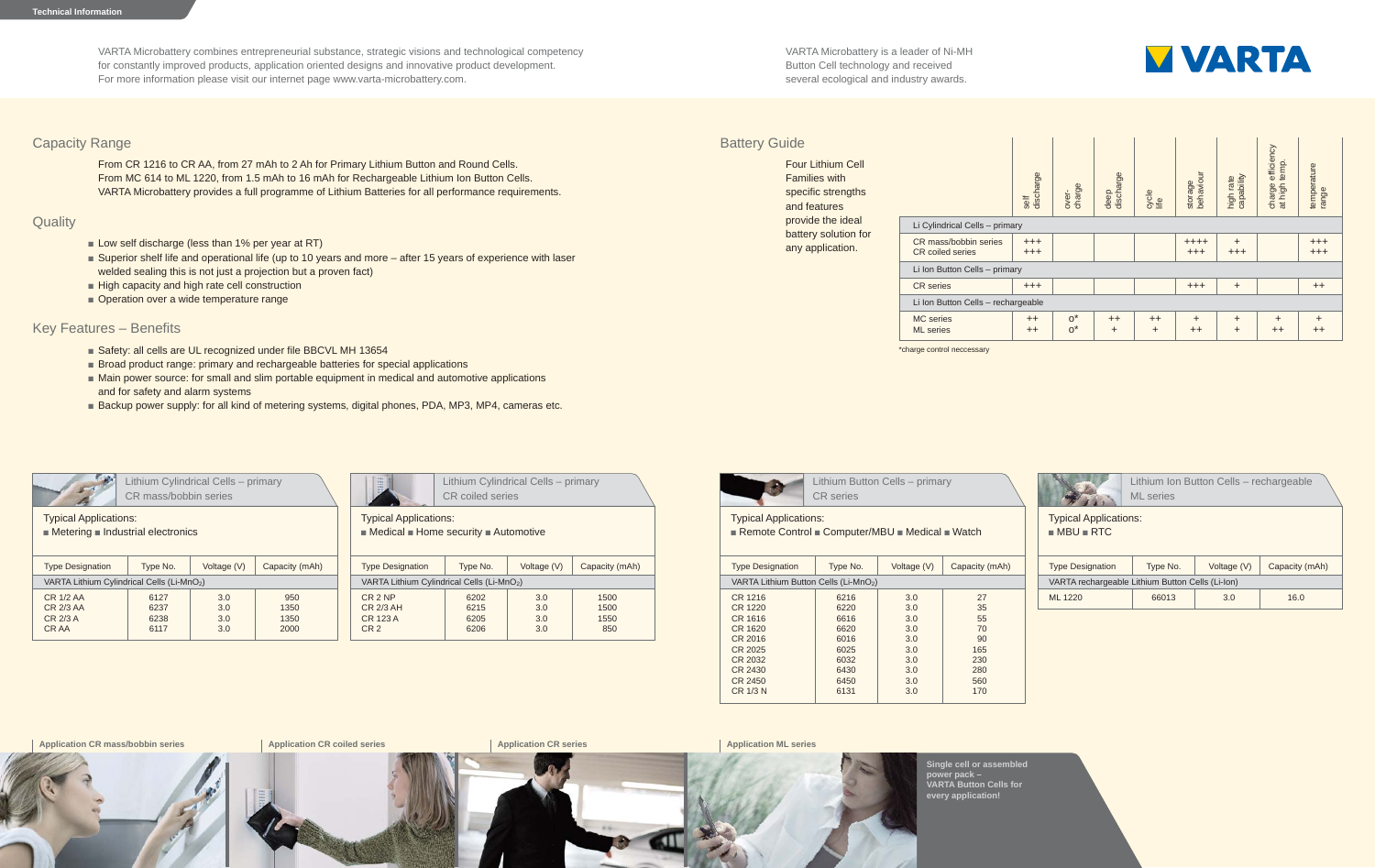Technical Information

VARTA Microbattery combines entrepreneurial substance, strategic visions and technological competency for constantly improved products, application oriented designs and innovative product development. For more information please visit our internet page www.varta-microbattery.com.

VARTA Microbattery is a leader of Ni-MH Button Cell technology and received several ecological and industry awards.

## Capacity Range

From CR 1216 to CR AA, from 27 mAh to 2 Ah for Primary Lithium Button and Round Cells.
From MC 614 to ML 1220, from 1.5 mAh to 16 mAh for Rechargeable Lithium Ion Button Cells.
VARTA Microbattery provides a full programme of Lithium Batteries for all performance requirements.

## Quality

- Low self discharge (less than 1% per year at RT)
- Superior shelf life and operational life (up to 10 years and more – after 15 years of experience with laser welded sealing this is not just a projection but a proven fact)
- High capacity and high rate cell construction
- Operation over a wide temperature range

## Key Features – Benefits

- Safety: all cells are UL recognized under file BBCVL MH 13654
- Broad product range: primary and rechargeable batteries for special applications
- Main power source: for small and slim portable equipment in medical and automotive applications and for safety and alarm systems
- Backup power supply: for all kind of metering systems, digital phones, PDA, MP3, MP4, cameras etc.

## Battery Guide

Four Lithium Cell Families with specific strengths and features provide the ideal battery solution for any application.

| | self discharge | over-charge | deep discharge | cycle life | storage behaviour | high rate capability | charge efficiency at high temp. | temperature range |
|---|---|---|---|---|---|---|---|---|
| **Li Cylindrical Cells – primary** | | | | | | | | |
| CR mass/bobbin series | +++ | | | | ++++ | + | | +++ |
| CR coiled series | +++ | | | | +++ | +++ | | +++ |
| **Li Ion Button Cells – primary** | | | | | | | | |
| CR series | +++ | | | | +++ | + | | ++ |
| **Li Ion Button Cells – rechargeable** | | | | | | | | |
| MC series | ++ | o* | ++ | ++ | + | + | + | + |
| ML series | ++ | o* | + | + | ++ | + | ++ | ++ |

*charge control neccessary

### Lithium Cylindrical Cells – primary
CR mass/bobbin series

Typical Applications:
- Metering
- Industrial electronics

| Type Designation | Type No. | Voltage (V) | Capacity (mAh) |
|---|---|---|---|
| VARTA Lithium Cylindrical Cells (Li-$MnO_2$) | | | |
| CR 1/2 AA | 6127 | 3.0 | 950 |
| CR 2/3 AA | 6237 | 3.0 | 1350 |
| CR 2/3 A | 6238 | 3.0 | 1350 |
| CR AA | 6117 | 3.0 | 2000 |

### Lithium Cylindrical Cells – primary
CR coiled series

Typical Applications:
- Medical
- Home security
- Automotive

| Type Designation | Type No. | Voltage (V) | Capacity (mAh) |
|---|---|---|---|
| VARTA Lithium Cylindrical Cells (Li-$MnO_2$) | | | |
| CR 2 NP | 6202 | 3.0 | 1500 |
| CR 2/3 AH | 6215 | 3.0 | 1500 |
| CR 123 A | 6205 | 3.0 | 1550 |
| CR 2 | 6206 | 3.0 | 850 |

### Lithium Button Cells – primary
CR series

Typical Applications:
- Remote Control
- Computer/MBU
- Medical
- Watch

| Type Designation | Type No. | Voltage (V) | Capacity (mAh) |
|---|---|---|---|
| VARTA Lithium Button Cells (Li-$MnO_2$) | | | |
| CR 1216 | 6216 | 3.0 | 27 |
| CR 1220 | 6220 | 3.0 | 35 |
| CR 1616 | 6616 | 3.0 | 55 |
| CR 1620 | 6620 | 3.0 | 70 |
| CR 2016 | 6016 | 3.0 | 90 |
| CR 2025 | 6025 | 3.0 | 165 |
| CR 2032 | 6032 | 3.0 | 230 |
| CR 2430 | 6430 | 3.0 | 280 |
| CR 2450 | 6450 | 3.0 | 560 |
| CR 1/3 N | 6131 | 3.0 | 170 |

### Lithium Ion Button Cells – rechargeable
ML series

Typical Applications:
- MBU
- RTC

| Type Designation | Type No. | Voltage (V) | Capacity (mAh) |
|---|---|---|---|
| VARTA rechargeable Lithium Button Cells (Li-Ion) | | | |
| ML 1220 | 66013 | 3.0 | 16.0 |

Application CR mass/bobbin series

Application CR coiled series

Application CR series

Application ML series

**Single cell or assembled power pack – VARTA Button Cells for every application!**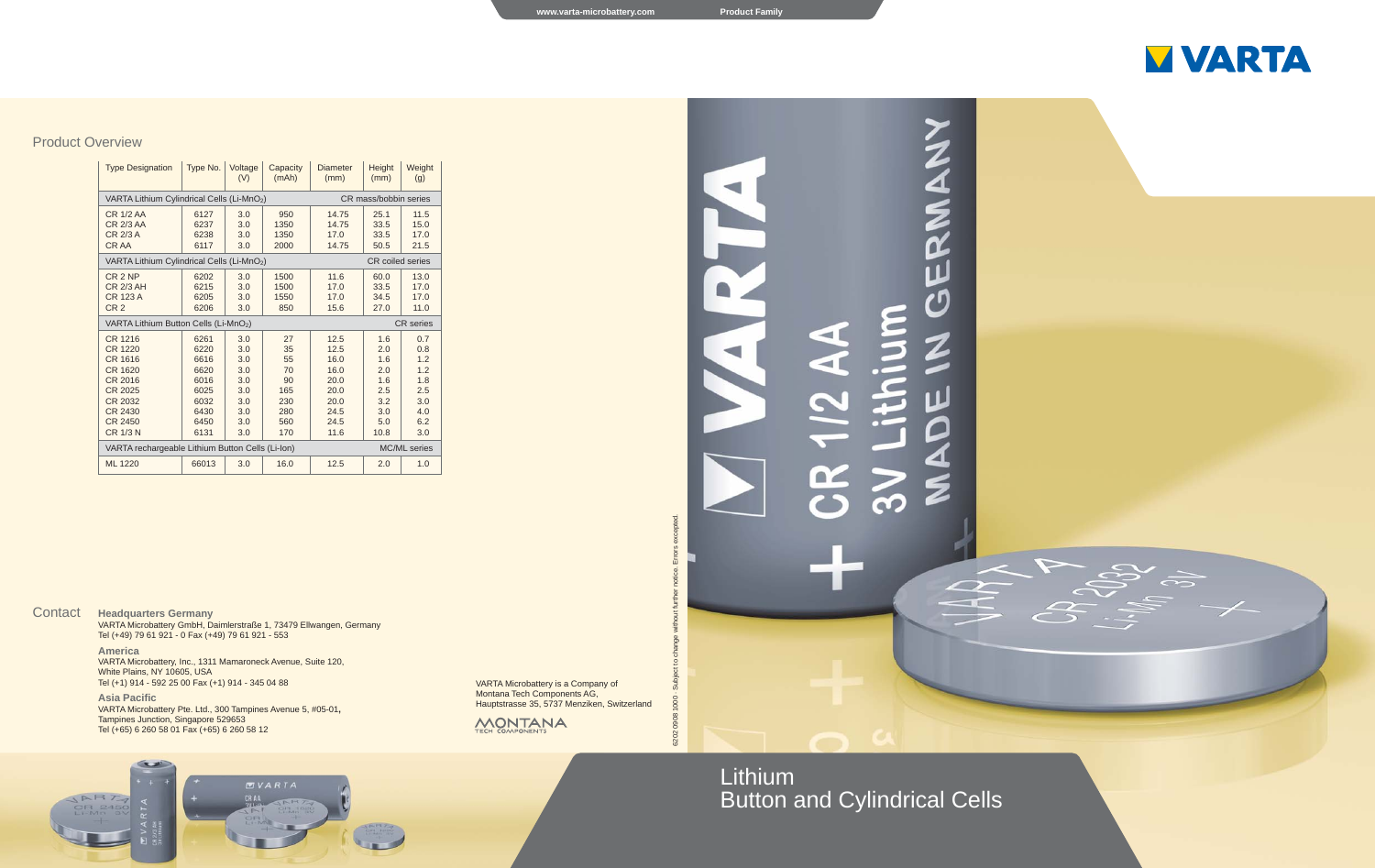www.varta-microbattery.com Product Family

# Product Overview

| Type Designation | Type No. | Voltage (V) | Capacity (mAh) | Diameter (mm) | Height (mm) | Weight (g) |
|---|---|---|---|---|---|---|
| VARTA Lithium Cylindrical Cells (Li-$MnO_2$) | | | | CR mass/bobbin series | | |
| CR 1/2 AA | 6127 | 3.0 | 950 | 14.75 | 25.1 | 11.5 |
| CR 2/3 AA | 6237 | 3.0 | 1350 | 14.75 | 33.5 | 15.0 |
| CR 2/3 A | 6238 | 3.0 | 1350 | 17.0 | 33.5 | 17.0 |
| CR AA | 6117 | 3.0 | 2000 | 14.75 | 50.5 | 21.5 |
| VARTA Lithium Cylindrical Cells (Li-$MnO_2$) | | | | CR coiled series | | |
| CR 2 NP | 6202 | 3.0 | 1500 | 11.6 | 60.0 | 13.0 |
| CR 2/3 AH | 6215 | 3.0 | 1500 | 17.0 | 33.5 | 17.0 |
| CR 123 A | 6205 | 3.0 | 1550 | 17.0 | 34.5 | 17.0 |
| CR 2 | 6206 | 3.0 | 850 | 15.6 | 27.0 | 11.0 |
| VARTA Lithium Button Cells (Li-$MnO_2$) | | | | CR series | | |
| CR 1216 | 6261 | 3.0 | 27 | 12.5 | 1.6 | 0.7 |
| CR 1220 | 6220 | 3.0 | 35 | 12.5 | 2.0 | 0.8 |
| CR 1616 | 6616 | 3.0 | 55 | 16.0 | 1.6 | 1.2 |
| CR 1620 | 6620 | 3.0 | 70 | 16.0 | 2.0 | 1.2 |
| CR 2016 | 6016 | 3.0 | 90 | 20.0 | 1.6 | 1.8 |
| CR 2025 | 6025 | 3.0 | 165 | 20.0 | 2.5 | 2.5 |
| CR 2032 | 6032 | 3.0 | 230 | 20.0 | 3.2 | 3.0 |
| CR 2430 | 6430 | 3.0 | 280 | 24.5 | 3.0 | 4.0 |
| CR 2450 | 6450 | 3.0 | 560 | 24.5 | 5.0 | 6.2 |
| CR 1/3 N | 6131 | 3.0 | 170 | 11.6 | 10.8 | 3.0 |
| VARTA rechargeable Lithium Button Cells (Li-Ion) | | | | MC/ML series | | |
| ML 1220 | 66013 | 3.0 | 16.0 | 12.5 | 2.0 | 1.0 |

## Contact

**Headquarters Germany**
VARTA Microbattery GmbH, Daimlerstraße 1, 73479 Ellwangen, Germany
Tel (+49) 79 61 921 - 0 Fax (+49) 79 61 921 - 553

**America**
VARTA Microbattery, Inc., 1311 Mamaroneck Avenue, Suite 120,
White Plains, NY 10605, USA
Tel (+1) 914 - 592 25 00 Fax (+1) 914 - 345 04 88

**Asia Pacific**
VARTA Microbattery Pte. Ltd., 300 Tampines Avenue 5, #05-01,
Tampines Junction, Singapore 529653
Tel (+65) 6 260 58 01 Fax (+65) 6 260 58 12

VARTA Microbattery is a Company of
Montana Tech Components AG,
Hauptstrasse 35, 5737 Menziken, Switzerland

6202 0908 1000 · Subject to change without further notice. Errors excepted.

# Lithium Button and Cylindrical Cells